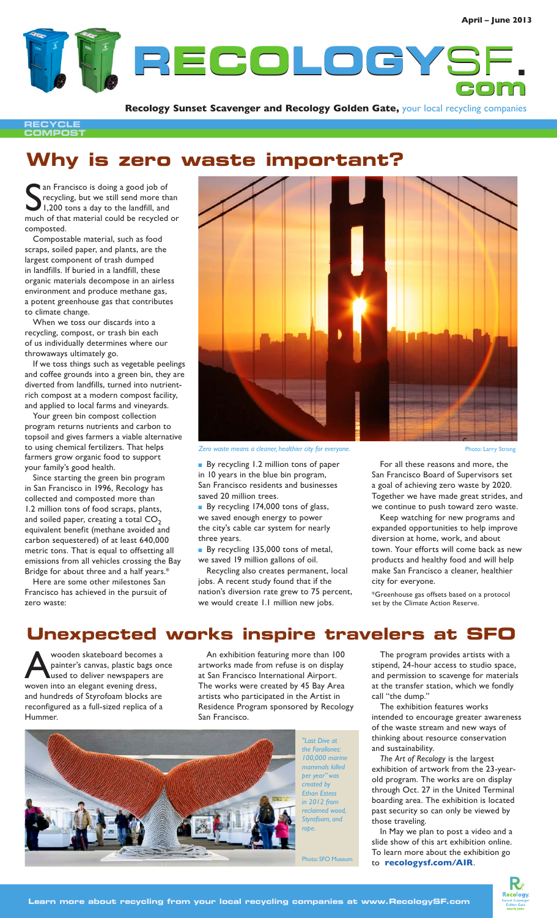April – June 2013

# RECOLOGYSF.com

**Recology Sunset Scavenger and Recology Golden Gate,** your local recycling companies

RECYCLE COMPOST

## Why is zero waste important?

San Francisco is doing a good job of recycling, but we still send more than 1,200 tons a day to the landfill, and much of that material could be recycled or composted.

Compostable material, such as food scraps, soiled paper, and plants, are the largest component of trash dumped in landfills. If buried in a landfill, these organic materials decompose in an airless environment and produce methane gas, a potent greenhouse gas that contributes to climate change.

When we toss our discards into a recycling, compost, or trash bin each of us individually determines where our throwaways ultimately go.

If we toss things such as vegetable peelings and coffee grounds into a green bin, they are diverted from landfills, turned into nutrient-rich compost at a modern compost facility, and applied to local farms and vineyards.

Your green bin compost collection program returns nutrients and carbon to topsoil and gives farmers a viable alternative to using chemical fertilizers. That helps farmers grow organic food to support your family's good health.

Since starting the green bin program in San Francisco in 1996, Recology has collected and composted more than 1.2 million tons of food scraps, plants, and soiled paper, creating a total $CO_2$ equivalent benefit (methane avoided and carbon sequestered) of at least 640,000 metric tons. That is equal to offsetting all emissions from all vehicles crossing the Bay Bridge for about three and a half years.*

Here are some other milestones San Francisco has achieved in the pursuit of zero waste:

*Zero waste means a cleaner, healthier city for everyone.* Photo: Larry Strong

- By recycling 1.2 million tons of paper in 10 years in the blue bin program, San Francisco residents and businesses saved 20 million trees.
- By recycling 174,000 tons of glass, we saved enough energy to power the city's cable car system for nearly three years.
- By recycling 135,000 tons of metal, we saved 19 million gallons of oil.

Recycling also creates permanent, local jobs. A recent study found that if the nation's diversion rate grew to 75 percent, we would create 1.1 million new jobs.

For all these reasons and more, the San Francisco Board of Supervisors set a goal of achieving zero waste by 2020. Together we have made great strides, and we continue to push toward zero waste.

Keep watching for new programs and expanded opportunities to help improve diversion at home, work, and about town. Your efforts will come back as new products and healthy food and will help make San Francisco a cleaner, healthier city for everyone.

*Greenhouse gas offsets based on a protocol set by the Climate Action Reserve.

## Unexpected works inspire travelers at SFO

A wooden skateboard becomes a painter's canvas, plastic bags once used to deliver newspapers are woven into an elegant evening dress, and hundreds of Styrofoam blocks are reconfigured as a full-sized replica of a Hummer.

An exhibition featuring more than 100 artworks made from refuse is on display at San Francisco International Airport. The works were created by 45 Bay Area artists who participated in the Artist in Residence Program sponsored by Recology San Francisco.

*"Last Dive at the Farallones: 100,000 marine mammals killed per year" was created by Ethan Estess in 2012 from reclaimed wood, Styrofoam, and rope.*

Photo: SFO Museum

The program provides artists with a stipend, 24-hour access to studio space, and permission to scavenge for materials at the transfer station, which we fondly call "the dump."

The exhibition features works intended to encourage greater awareness of the waste stream and new ways of thinking about resource conservation and sustainability.

*The Art of Recology* is the largest exhibition of artwork from the 23-year-old program. The works are on display through Oct. 27 in the United Terminal boarding area. The exhibition is located past security so can only be viewed by those traveling.

In May we plan to post a video and a slide show of this art exhibition online. To learn more about the exhibition go to **recologysf.com/AIR**.

Learn more about recycling from your local recycling companies at www.RecologySF.com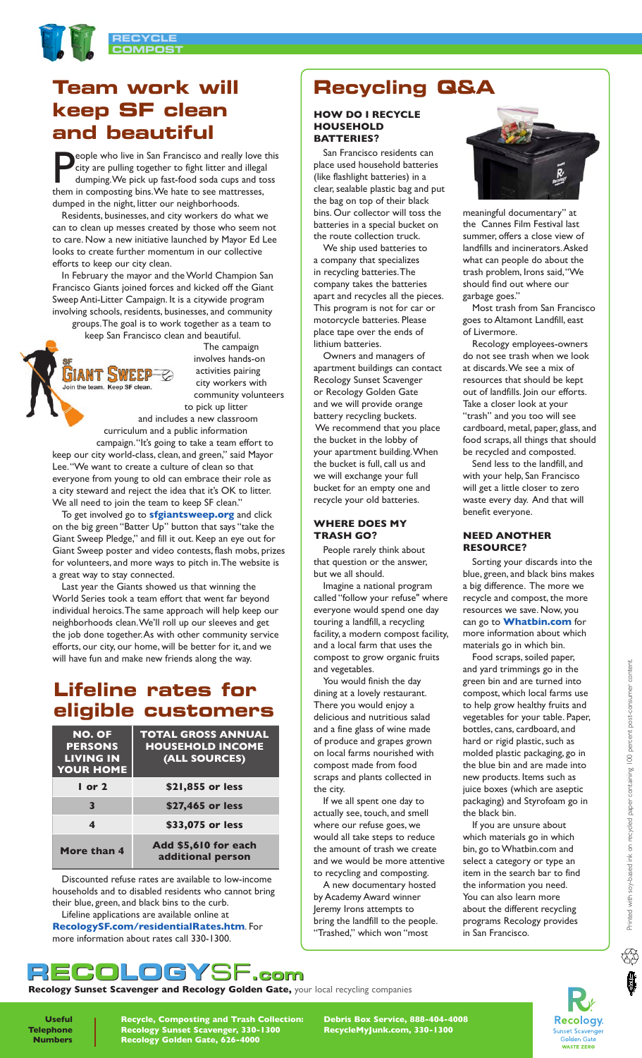RECYCLE
COMPOST

## Team work will keep SF clean and beautiful

People who live in San Francisco and really love this city are pulling together to fight litter and illegal dumping. We pick up fast-food soda cups and toss them in composting bins. We hate to see mattresses, dumped in the night, litter our neighborhoods.

Residents, businesses, and city workers do what we can to clean up messes created by those who seem not to care. Now a new initiative launched by Mayor Ed Lee looks to create further momentum in our collective efforts to keep our city clean.

In February the mayor and the World Champion San Francisco Giants joined forces and kicked off the Giant Sweep Anti-Litter Campaign. It is a citywide program involving schools, residents, businesses, and community groups. The goal is to work together as a team to keep San Francisco clean and beautiful.

SF GIANT SWEEP
Join the team. Keep SF clean.

The campaign involves hands-on activities pairing city workers with community volunteers to pick up litter and includes a new classroom curriculum and a public information campaign. "It's going to take a team effort to keep our city world-class, clean, and green," said Mayor Lee. "We want to create a culture of clean so that everyone from young to old can embrace their role as a city steward and reject the idea that it's OK to litter. We all need to join the team to keep SF clean."

To get involved go to **sfgiantsweep.org** and click on the big green "Batter Up" button that says "take the Giant Sweep Pledge," and fill it out. Keep an eye out for Giant Sweep poster and video contests, flash mobs, prizes for volunteers, and more ways to pitch in. The website is a great way to stay connected.

Last year the Giants showed us that winning the World Series took a team effort that went far beyond individual heroics. The same approach will help keep our neighborhoods clean. We'll roll up our sleeves and get the job done together. As with other community service efforts, our city, our home, will be better for it, and we will have fun and make new friends along the way.

## Lifeline rates for eligible customers

| NO. OF PERSONS LIVING IN YOUR HOME | TOTAL GROSS ANNUAL HOUSEHOLD INCOME (ALL SOURCES) |
|---|---|
| 1 or 2 | $21,855 or less |
| 3 | $27,465 or less |
| 4 | $33,075 or less |
| More than 4 | Add $5,610 for each additional person |

Discounted refuse rates are available to low-income households and to disabled residents who cannot bring their blue, green, and black bins to the curb.

Lifeline applications are available online at **RecologySF.com/residentialRates.htm**. For more information about rates call 330-1300.

## Recycling Q&A

### HOW DO I RECYCLE HOUSEHOLD BATTERIES?

San Francisco residents can place used household batteries (like flashlight batteries) in a clear, sealable plastic bag and put the bag on top of their black bins. Our collector will toss the batteries in a special bucket on the route collection truck.

We ship used batteries to a company that specializes in recycling batteries. The company takes the batteries apart and recycles all the pieces. This program is not for car or motorcycle batteries. Please place tape over the ends of lithium batteries.

Owners and managers of apartment buildings can contact Recology Sunset Scavenger or Recology Golden Gate and we will provide orange battery recycling buckets. We recommend that you place the bucket in the lobby of your apartment building. When the bucket is full, call us and we will exchange your full bucket for an empty one and recycle your old batteries.

### WHERE DOES MY TRASH GO?

People rarely think about that question or the answer, but we all should.

Imagine a national program called "follow your refuse" where everyone would spend one day touring a landfill, a recycling facility, a modern compost facility, and a local farm that uses the compost to grow organic fruits and vegetables.

You would finish the day dining at a lovely restaurant. There you would enjoy a delicious and nutritious salad and a fine glass of wine made of produce and grapes grown on local farms nourished with compost made from food scraps and plants collected in the city.

If we all spent one day to actually see, touch, and smell where our refuse goes, we would all take steps to reduce the amount of trash we create and we would be more attentive to recycling and composting.

A new documentary hosted by Academy Award winner Jeremy Irons attempts to bring the landfill to the people. "Trashed," which won "most meaningful documentary" at the Cannes Film Festival last summer, offers a close view of landfills and incinerators. Asked what can people do about the trash problem, Irons said, "We should find out where our garbage goes."

Most trash from San Francisco goes to Altamont Landfill, east of Livermore.

Recology employees-owners do not see trash when we look at discards. We see a mix of resources that should be kept out of landfills. Join our efforts. Take a closer look at your "trash" and you too will see cardboard, metal, paper, glass, and food scraps, all things that should be recycled and composted.

Send less to the landfill, and with your help, San Francisco will get a little closer to zero waste every day. And that will benefit everyone.

### NEED ANOTHER RESOURCE?

Sorting your discards into the blue, green, and black bins makes a big difference. The more we recycle and compost, the more resources we save. Now, you can go to **Whatbin.com** for more information about which materials go in which bin.

Food scraps, soiled paper, and yard trimmings go in the green bin and are turned into compost, which local farms use to help grow healthy fruits and vegetables for your table. Paper, bottles, cans, cardboard, and hard or rigid plastic, such as molded plastic packaging, go in the blue bin and are made into new products. Items such as juice boxes (which are aseptic packaging) and Styrofoam go in the black bin.

If you are unsure about which materials go in which bin, go to Whatbin.com and select a category or type an item in the search bar to find the information you need. You can also learn more about the different recycling programs Recology provides in San Francisco.

Printed with soy-based ink on recycled paper containing 100 percent post-consumer content.

# RECOLOGYSF.com

**Recology Sunset Scavenger and Recology Golden Gate,** your local recycling companies

**Useful Telephone Numbers**

**Recycle, Composting and Trash Collection:**
**Recology Sunset Scavenger, 330-1300**
**Recology Golden Gate, 626-4000**

**Debris Box Service, 888-404-4008**
**RecycleMyJunk.com, 330-1300**

Recology. Sunset Scavenger Golden Gate WASTE ZERO